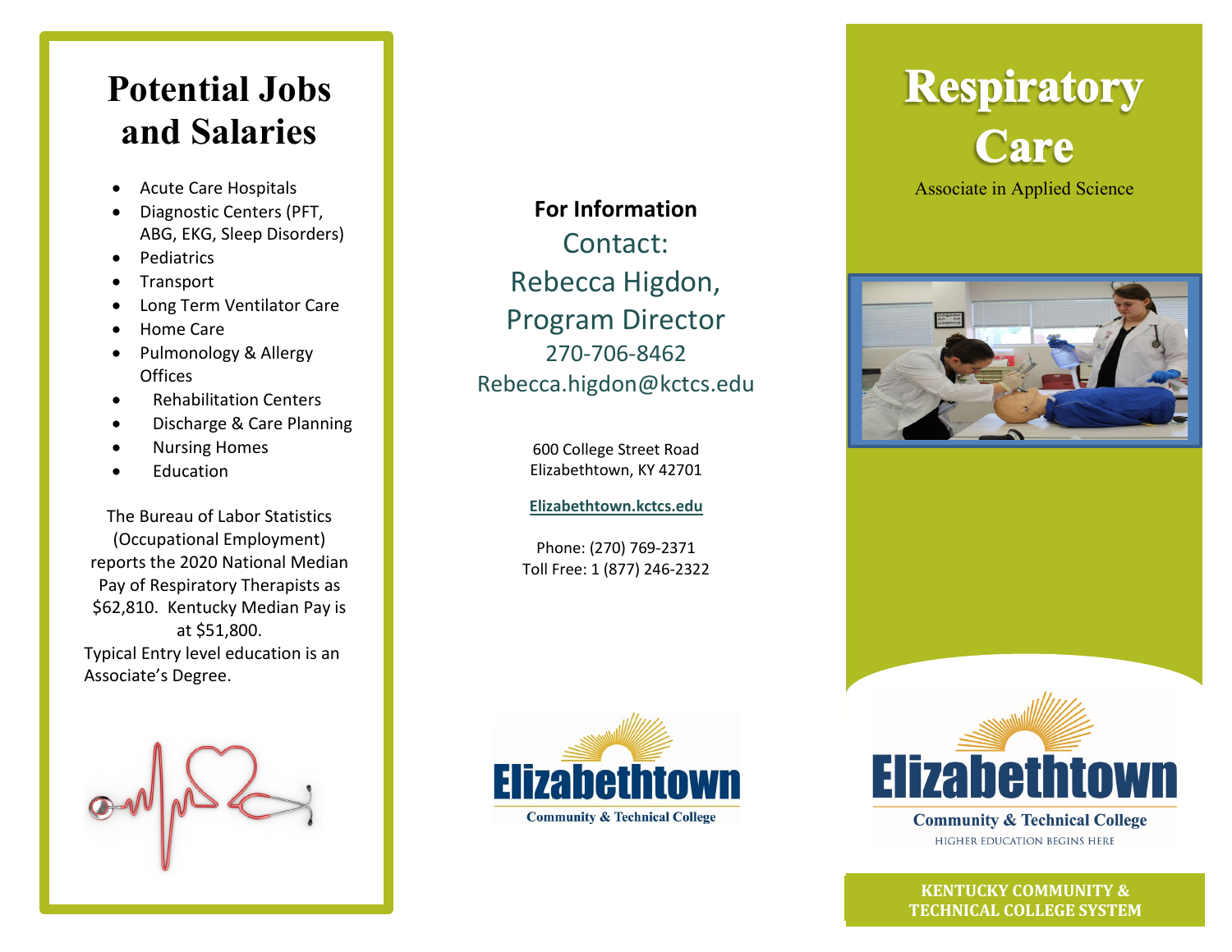# Potential Jobs and Salaries

- Acute Care Hospitals
- Diagnostic Centers (PFT, ABG, EKG, Sleep Disorders)
- Pediatrics
- Transport
- Long Term Ventilator Care
- Home Care
- Pulmonology & Allergy Offices
- Rehabilitation Centers
- Discharge & Care Planning
- Nursing Homes
- Education

The Bureau of Labor Statistics (Occupational Employment) reports the 2020 National Median Pay of Respiratory Therapists as $62,810. Kentucky Median Pay is at $51,800.

Typical Entry level education is an Associate's Degree.

**For Information**

Contact:
Rebecca Higdon,
Program Director
270-706-8462
Rebecca.higdon@kctcs.edu

600 College Street Road
Elizabethtown, KY 42701

**Elizabethtown.kctcs.edu**

Phone: (270) 769-2371
Toll Free: 1 (877) 246-2322

Elizabethtown
Community & Technical College

# Respiratory Care

Associate in Applied Science

Elizabethtown
Community & Technical College
HIGHER EDUCATION BEGINS HERE

**KENTUCKY COMMUNITY & TECHNICAL COLLEGE SYSTEM**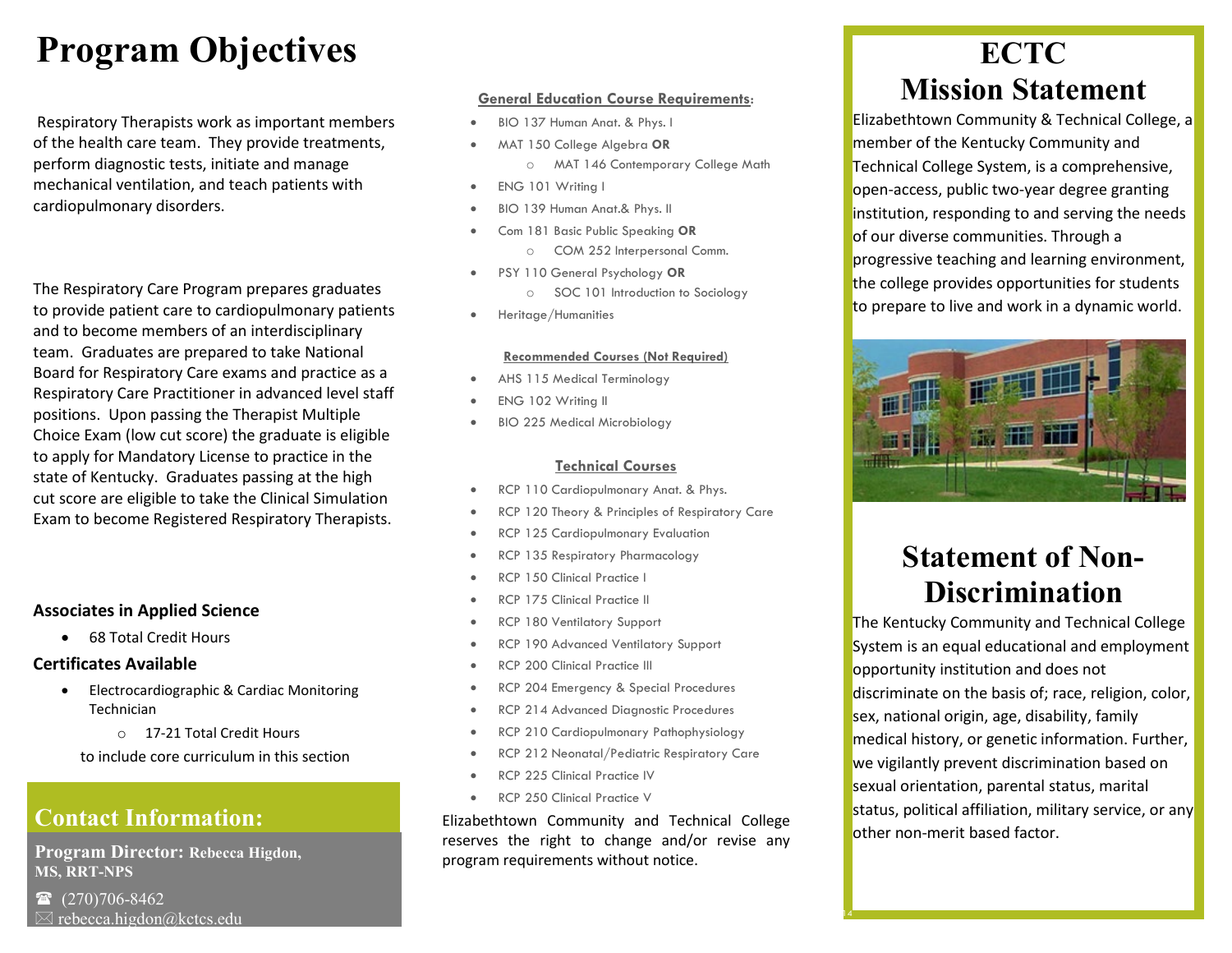# Program Objectives

Respiratory Therapists work as important members of the health care team. They provide treatments, perform diagnostic tests, initiate and manage mechanical ventilation, and teach patients with cardiopulmonary disorders.

The Respiratory Care Program prepares graduates to provide patient care to cardiopulmonary patients and to become members of an interdisciplinary team. Graduates are prepared to take National Board for Respiratory Care exams and practice as a Respiratory Care Practitioner in advanced level staff positions. Upon passing the Therapist Multiple Choice Exam (low cut score) the graduate is eligible to apply for Mandatory License to practice in the state of Kentucky. Graduates passing at the high cut score are eligible to take the Clinical Simulation Exam to become Registered Respiratory Therapists.

### Associates in Applied Science

- 68 Total Credit Hours

### Certificates Available

- Electrocardiographic & Cardiac Monitoring Technician
  - 17-21 Total Credit Hours

  to include core curriculum in this section

## Contact Information:

**Program Director:** Rebecca Higdon, MS, RRT-NPS

☎ (270)706-8462
✉ rebecca.higdon@kctcs.edu

#### General Education Course Requirements:

- BIO 137 Human Anat. & Phys. I
- MAT 150 College Algebra **OR**
  - MAT 146 Contemporary College Math
- ENG 101 Writing I
- BIO 139 Human Anat.& Phys. II
- Com 181 Basic Public Speaking **OR**
  - COM 252 Interpersonal Comm.
- PSY 110 General Psychology **OR**
  - SOC 101 Introduction to Sociology
- Heritage/Humanities

#### Recommended Courses (Not Required)

- AHS 115 Medical Terminology
- ENG 102 Writing II
- BIO 225 Medical Microbiology

#### Technical Courses

- RCP 110 Cardiopulmonary Anat. & Phys.
- RCP 120 Theory & Principles of Respiratory Care
- RCP 125 Cardiopulmonary Evaluation
- RCP 135 Respiratory Pharmacology
- RCP 150 Clinical Practice I
- RCP 175 Clinical Practice II
- RCP 180 Ventilatory Support
- RCP 190 Advanced Ventilatory Support
- RCP 200 Clinical Practice III
- RCP 204 Emergency & Special Procedures
- RCP 214 Advanced Diagnostic Procedures
- RCP 210 Cardiopulmonary Pathophysiology
- RCP 212 Neonatal/Pediatric Respiratory Care
- RCP 225 Clinical Practice IV
- RCP 250 Clinical Practice V

Elizabethtown Community and Technical College reserves the right to change and/or revise any program requirements without notice.

# ECTC Mission Statement

Elizabethtown Community & Technical College, a member of the Kentucky Community and Technical College System, is a comprehensive, open-access, public two-year degree granting institution, responding to and serving the needs of our diverse communities. Through a progressive teaching and learning environment, the college provides opportunities for students to prepare to live and work in a dynamic world.

# Statement of Non-Discrimination

The Kentucky Community and Technical College System is an equal educational and employment opportunity institution and does not discriminate on the basis of; race, religion, color, sex, national origin, age, disability, family medical history, or genetic information. Further, we vigilantly prevent discrimination based on sexual orientation, parental status, marital status, political affiliation, military service, or any other non-merit based factor.